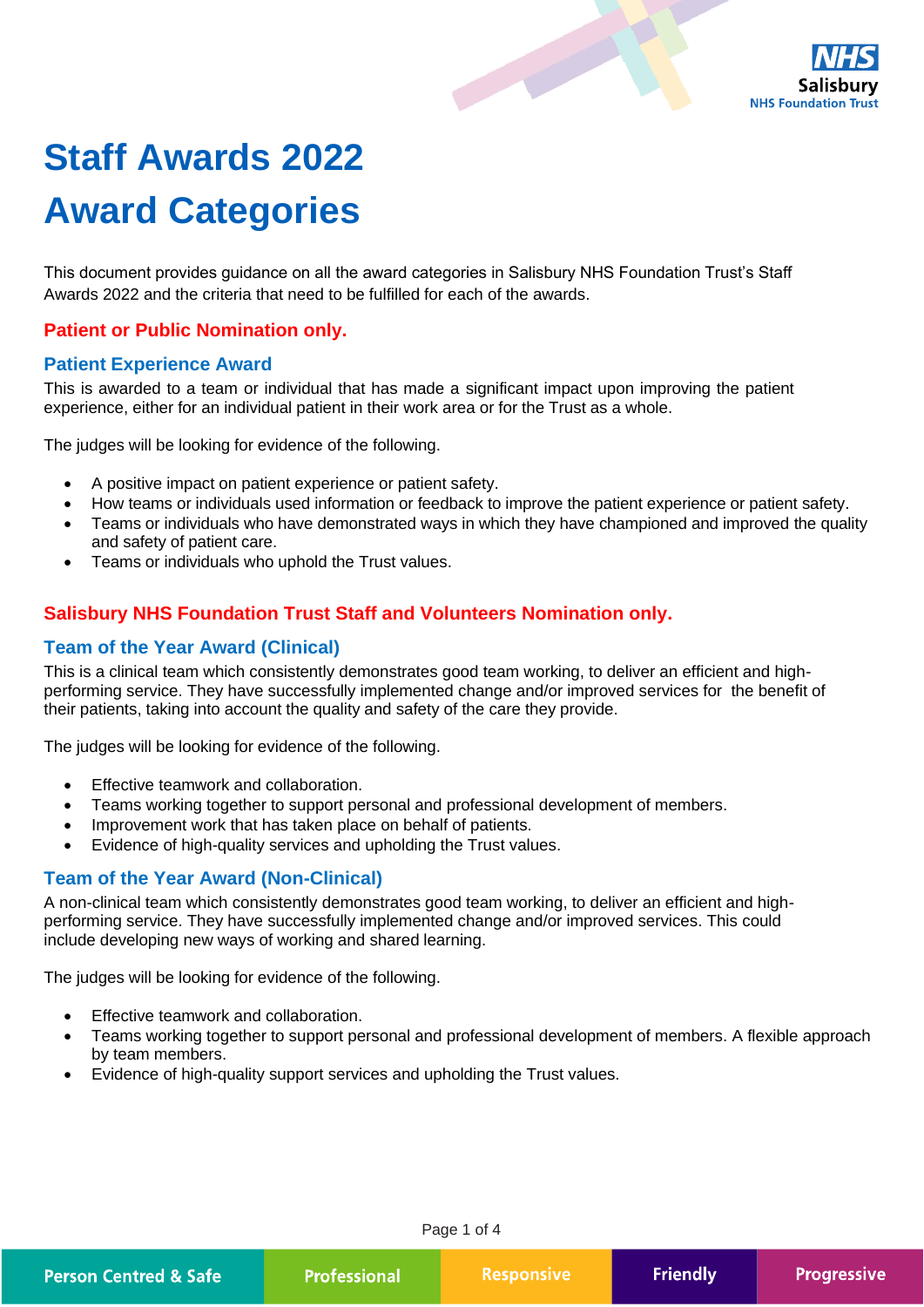# Staff Awards 2022

# Award Categories

This document provides guidance on all the award categories in Salisbury NHS Foundation Trust's Staff Awards 2022 and the criteria that need to be fulfilled for each of the awards.

## Patient or Public Nomination only.

### Patient Experience Award

This is awarded to a team or individual that has made a significant impact upon improving the patient experience, either for an individual patient in their work area or for the Trust as a whole.

The judges will be looking for evidence of the following.

- A positive impact on patient experience or patient safety.
- How teams or individuals used information or feedback to improve the patient experience or patient safety.
- Teams or individuals who have demonstrated ways in which they have championed and improved the quality and safety of patient care.
- Teams or individuals who uphold the Trust values.

## Salisbury NHS Foundation Trust Staff and Volunteers Nomination only.

### Team of the Year Award (Clinical)

This is a clinical team which consistently demonstrates good team working, to deliver an efficient and high-performing service. They have successfully implemented change and/or improved services for the benefit of their patients, taking into account the quality and safety of the care they provide.

The judges will be looking for evidence of the following.

- Effective teamwork and collaboration.
- Teams working together to support personal and professional development of members.
- Improvement work that has taken place on behalf of patients.
- Evidence of high-quality services and upholding the Trust values.

### Team of the Year Award (Non-Clinical)

A non-clinical team which consistently demonstrates good team working, to deliver an efficient and high-performing service. They have successfully implemented change and/or improved services. This could include developing new ways of working and shared learning.

The judges will be looking for evidence of the following.

- Effective teamwork and collaboration.
- Teams working together to support personal and professional development of members. A flexible approach by team members.
- Evidence of high-quality support services and upholding the Trust values.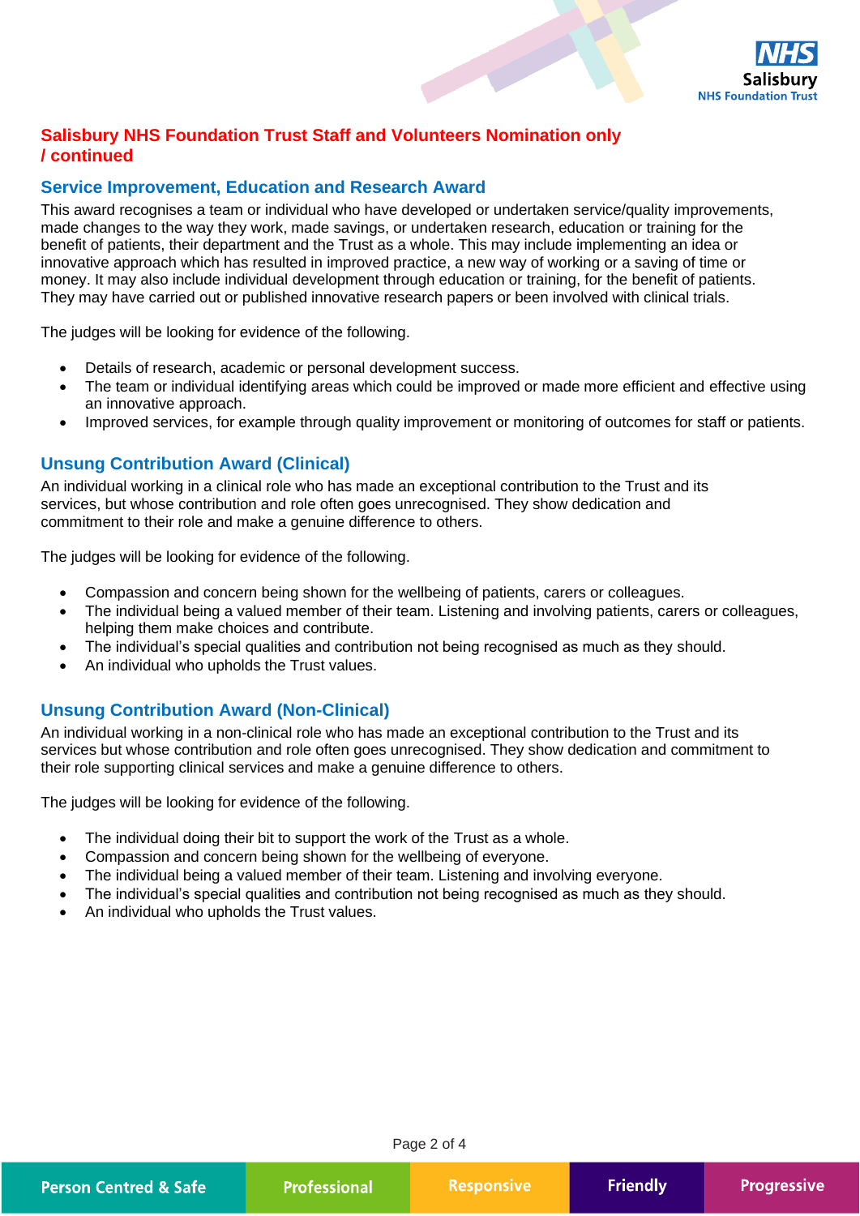## Salisbury NHS Foundation Trust Staff and Volunteers Nomination only / continued

### Service Improvement, Education and Research Award

This award recognises a team or individual who have developed or undertaken service/quality improvements, made changes to the way they work, made savings, or undertaken research, education or training for the benefit of patients, their department and the Trust as a whole. This may include implementing an idea or innovative approach which has resulted in improved practice, a new way of working or a saving of time or money. It may also include individual development through education or training, for the benefit of patients. They may have carried out or published innovative research papers or been involved with clinical trials.

The judges will be looking for evidence of the following.

- Details of research, academic or personal development success.
- The team or individual identifying areas which could be improved or made more efficient and effective using an innovative approach.
- Improved services, for example through quality improvement or monitoring of outcomes for staff or patients.

### Unsung Contribution Award (Clinical)

An individual working in a clinical role who has made an exceptional contribution to the Trust and its services, but whose contribution and role often goes unrecognised. They show dedication and commitment to their role and make a genuine difference to others.

The judges will be looking for evidence of the following.

- Compassion and concern being shown for the wellbeing of patients, carers or colleagues.
- The individual being a valued member of their team. Listening and involving patients, carers or colleagues, helping them make choices and contribute.
- The individual's special qualities and contribution not being recognised as much as they should.
- An individual who upholds the Trust values.

### Unsung Contribution Award (Non-Clinical)

An individual working in a non-clinical role who has made an exceptional contribution to the Trust and its services but whose contribution and role often goes unrecognised. They show dedication and commitment to their role supporting clinical services and make a genuine difference to others.

The judges will be looking for evidence of the following.

- The individual doing their bit to support the work of the Trust as a whole.
- Compassion and concern being shown for the wellbeing of everyone.
- The individual being a valued member of their team. Listening and involving everyone.
- The individual's special qualities and contribution not being recognised as much as they should.
- An individual who upholds the Trust values.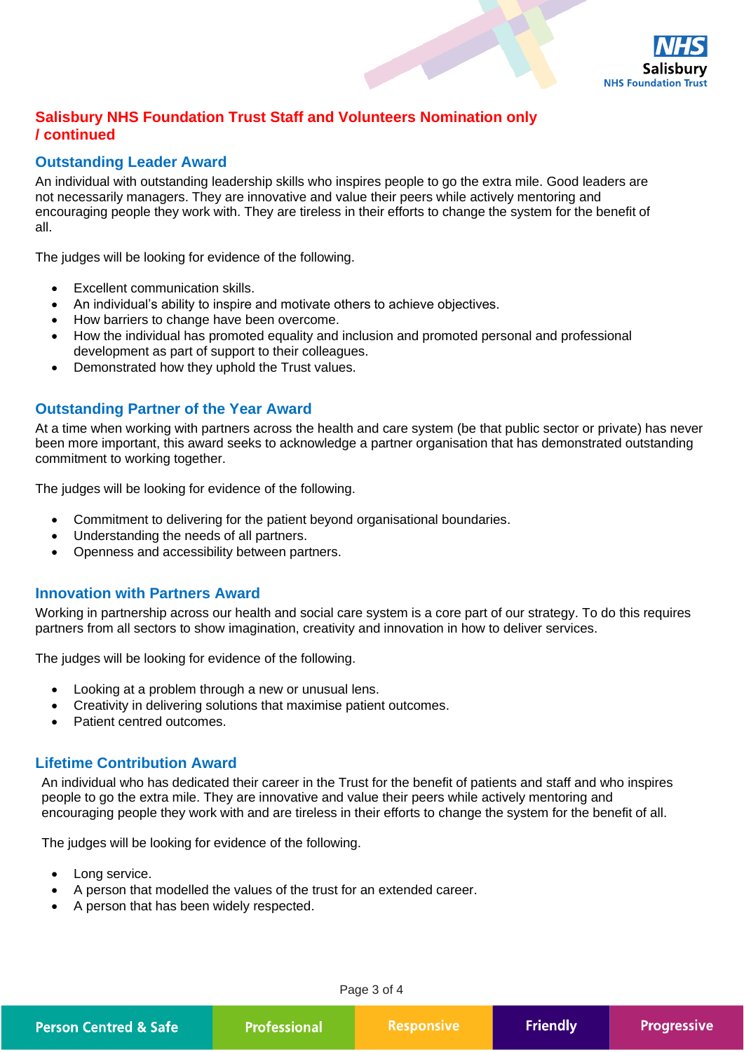## Salisbury NHS Foundation Trust Staff and Volunteers Nomination only / continued

### Outstanding Leader Award

An individual with outstanding leadership skills who inspires people to go the extra mile. Good leaders are not necessarily managers. They are innovative and value their peers while actively mentoring and encouraging people they work with. They are tireless in their efforts to change the system for the benefit of all.

The judges will be looking for evidence of the following.

- Excellent communication skills.
- An individual's ability to inspire and motivate others to achieve objectives.
- How barriers to change have been overcome.
- How the individual has promoted equality and inclusion and promoted personal and professional development as part of support to their colleagues.
- Demonstrated how they uphold the Trust values.

### Outstanding Partner of the Year Award

At a time when working with partners across the health and care system (be that public sector or private) has never been more important, this award seeks to acknowledge a partner organisation that has demonstrated outstanding commitment to working together.

The judges will be looking for evidence of the following.

- Commitment to delivering for the patient beyond organisational boundaries.
- Understanding the needs of all partners.
- Openness and accessibility between partners.

### Innovation with Partners Award

Working in partnership across our health and social care system is a core part of our strategy. To do this requires partners from all sectors to show imagination, creativity and innovation in how to deliver services.

The judges will be looking for evidence of the following.

- Looking at a problem through a new or unusual lens.
- Creativity in delivering solutions that maximise patient outcomes.
- Patient centred outcomes.

### Lifetime Contribution Award

An individual who has dedicated their career in the Trust for the benefit of patients and staff and who inspires people to go the extra mile. They are innovative and value their peers while actively mentoring and encouraging people they work with and are tireless in their efforts to change the system for the benefit of all.

The judges will be looking for evidence of the following.

- Long service.
- A person that modelled the values of the trust for an extended career.
- A person that has been widely respected.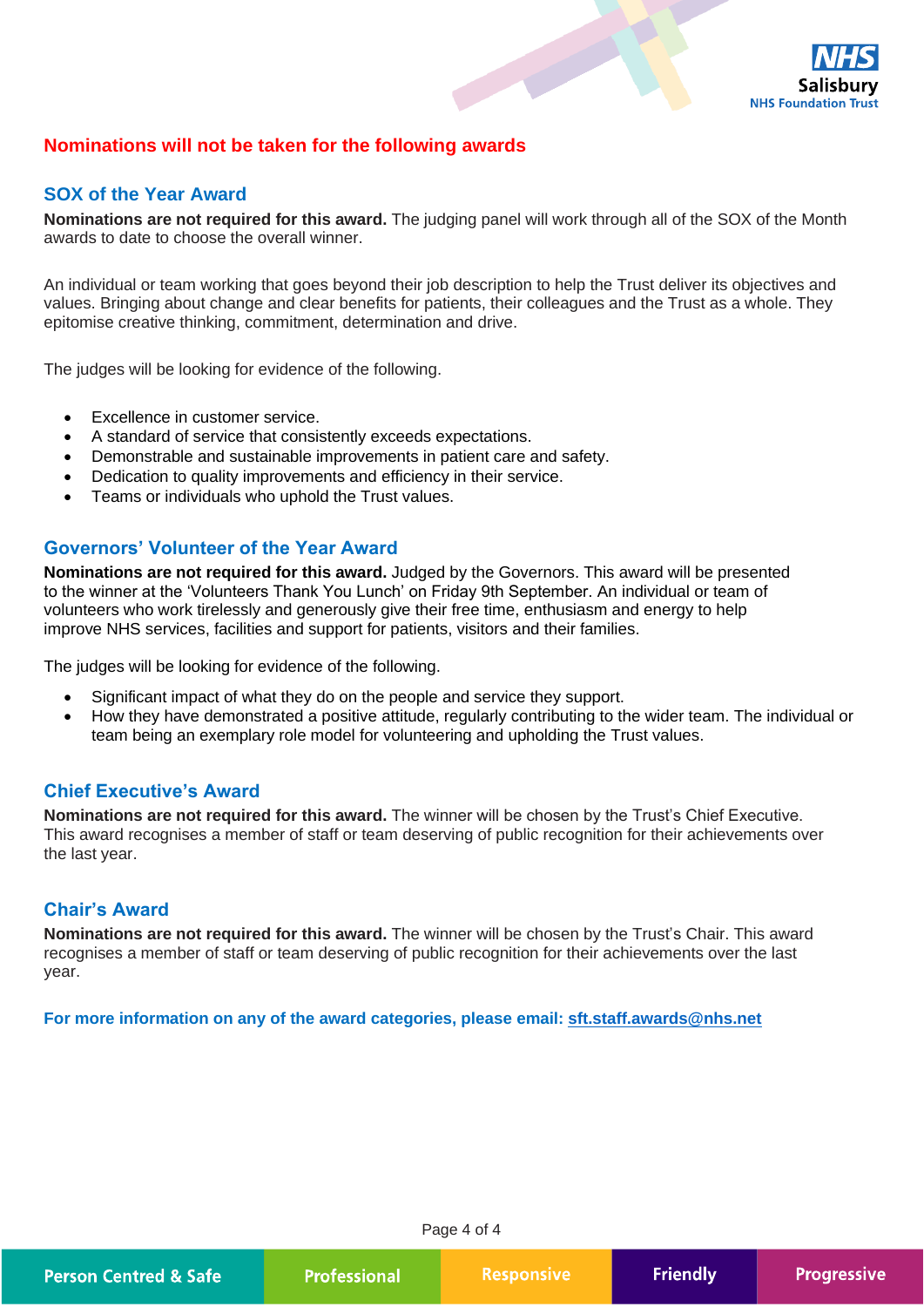## Nominations will not be taken for the following awards

### SOX of the Year Award

**Nominations are not required for this award.** The judging panel will work through all of the SOX of the Month awards to date to choose the overall winner.

An individual or team working that goes beyond their job description to help the Trust deliver its objectives and values. Bringing about change and clear benefits for patients, their colleagues and the Trust as a whole. They epitomise creative thinking, commitment, determination and drive.

The judges will be looking for evidence of the following.

- Excellence in customer service.
- A standard of service that consistently exceeds expectations.
- Demonstrable and sustainable improvements in patient care and safety.
- Dedication to quality improvements and efficiency in their service.
- Teams or individuals who uphold the Trust values.

### Governors' Volunteer of the Year Award

**Nominations are not required for this award.** Judged by the Governors. This award will be presented to the winner at the 'Volunteers Thank You Lunch' on Friday 9th September. An individual or team of volunteers who work tirelessly and generously give their free time, enthusiasm and energy to help improve NHS services, facilities and support for patients, visitors and their families.

The judges will be looking for evidence of the following.

- Significant impact of what they do on the people and service they support.
- How they have demonstrated a positive attitude, regularly contributing to the wider team. The individual or team being an exemplary role model for volunteering and upholding the Trust values.

### Chief Executive's Award

**Nominations are not required for this award.** The winner will be chosen by the Trust's Chief Executive. This award recognises a member of staff or team deserving of public recognition for their achievements over the last year.

### Chair's Award

**Nominations are not required for this award.** The winner will be chosen by the Trust's Chair. This award recognises a member of staff or team deserving of public recognition for their achievements over the last year.

**For more information on any of the award categories, please email: sft.staff.awards@nhs.net**

Person Centred & Safe | Professional | Responsive | Friendly | Progressive